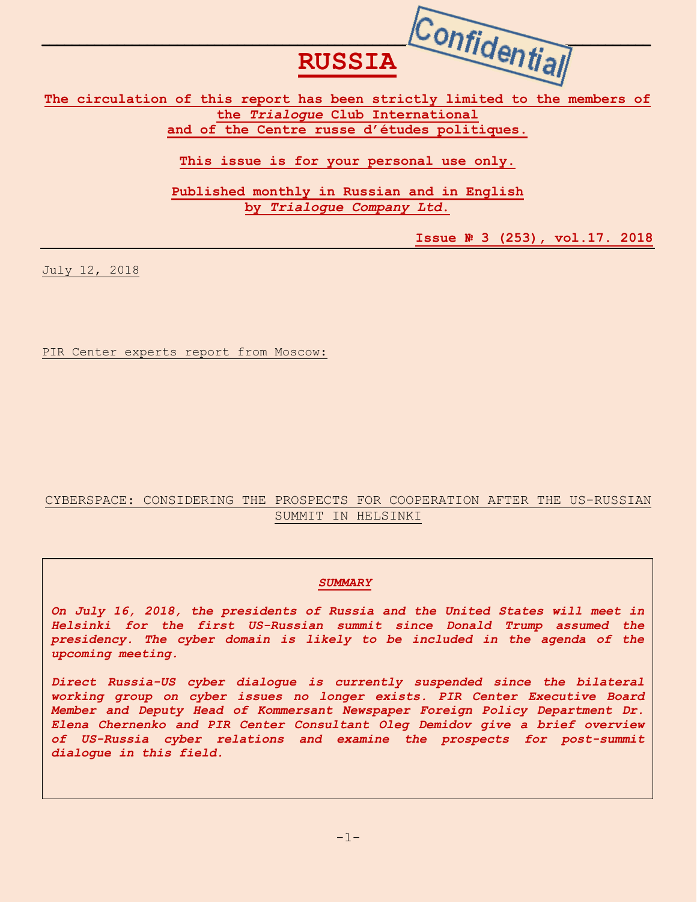# RUSSIA

Confidential

**The circulation of this report has been strictly limited to the members of the *Trialogue* Club International and of the Centre russe d'études politiques.**

**This issue is for your personal use only.**

**Published monthly in Russian and in English by *Trialogue Company Ltd.***

**Issue № 3 (253), vol.17. 2018**

July 12, 2018

PIR Center experts report from Moscow:

## CYBERSPACE: CONSIDERING THE PROSPECTS FOR COOPERATION AFTER THE US-RUSSIAN SUMMIT IN HELSINKI

***SUMMARY***

***On July 16, 2018, the presidents of Russia and the United States will meet in Helsinki for the first US-Russian summit since Donald Trump assumed the presidency. The cyber domain is likely to be included in the agenda of the upcoming meeting.***

***Direct Russia-US cyber dialogue is currently suspended since the bilateral working group on cyber issues no longer exists. PIR Center Executive Board Member and Deputy Head of Kommersant Newspaper Foreign Policy Department Dr. Elena Chernenko and PIR Center Consultant Oleg Demidov give a brief overview of US-Russia cyber relations and examine the prospects for post-summit dialogue in this field.***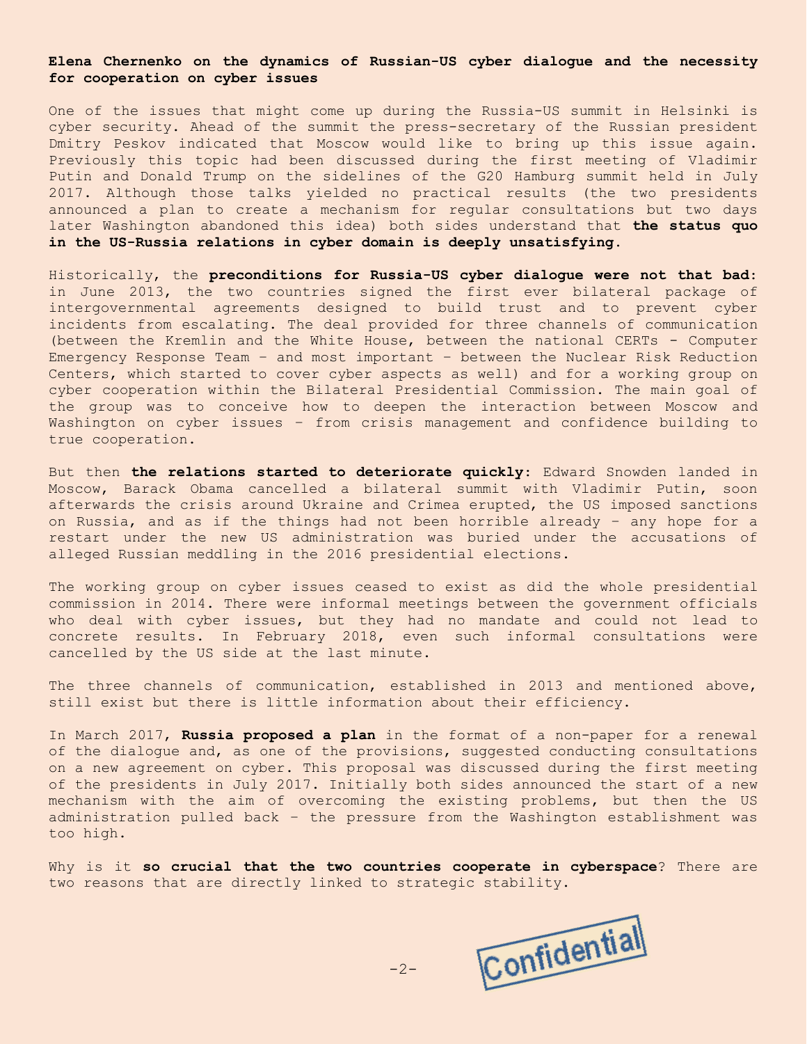**Elena Chernenko on the dynamics of Russian-US cyber dialogue and the necessity for cooperation on cyber issues**

One of the issues that might come up during the Russia-US summit in Helsinki is cyber security. Ahead of the summit the press-secretary of the Russian president Dmitry Peskov indicated that Moscow would like to bring up this issue again. Previously this topic had been discussed during the first meeting of Vladimir Putin and Donald Trump on the sidelines of the G20 Hamburg summit held in July 2017. Although those talks yielded no practical results (the two presidents announced a plan to create a mechanism for regular consultations but two days later Washington abandoned this idea) both sides understand that **the status quo in the US-Russia relations in cyber domain is deeply unsatisfying**.

Historically, the **preconditions for Russia-US cyber dialogue were not that bad**: in June 2013, the two countries signed the first ever bilateral package of intergovernmental agreements designed to build trust and to prevent cyber incidents from escalating. The deal provided for three channels of communication (between the Kremlin and the White House, between the national CERTs - Computer Emergency Response Team – and most important – between the Nuclear Risk Reduction Centers, which started to cover cyber aspects as well) and for a working group on cyber cooperation within the Bilateral Presidential Commission. The main goal of the group was to conceive how to deepen the interaction between Moscow and Washington on cyber issues – from crisis management and confidence building to true cooperation.

But then **the relations started to deteriorate quickly**: Edward Snowden landed in Moscow, Barack Obama cancelled a bilateral summit with Vladimir Putin, soon afterwards the crisis around Ukraine and Crimea erupted, the US imposed sanctions on Russia, and as if the things had not been horrible already – any hope for a restart under the new US administration was buried under the accusations of alleged Russian meddling in the 2016 presidential elections.

The working group on cyber issues ceased to exist as did the whole presidential commission in 2014. There were informal meetings between the government officials who deal with cyber issues, but they had no mandate and could not lead to concrete results. In February 2018, even such informal consultations were cancelled by the US side at the last minute.

The three channels of communication, established in 2013 and mentioned above, still exist but there is little information about their efficiency.

In March 2017, **Russia proposed a plan** in the format of a non-paper for a renewal of the dialogue and, as one of the provisions, suggested conducting consultations on a new agreement on cyber. This proposal was discussed during the first meeting of the presidents in July 2017. Initially both sides announced the start of a new mechanism with the aim of overcoming the existing problems, but then the US administration pulled back – the pressure from the Washington establishment was too high.

Why is it **so crucial that the two countries cooperate in cyberspace**? There are two reasons that are directly linked to strategic stability.

Confidential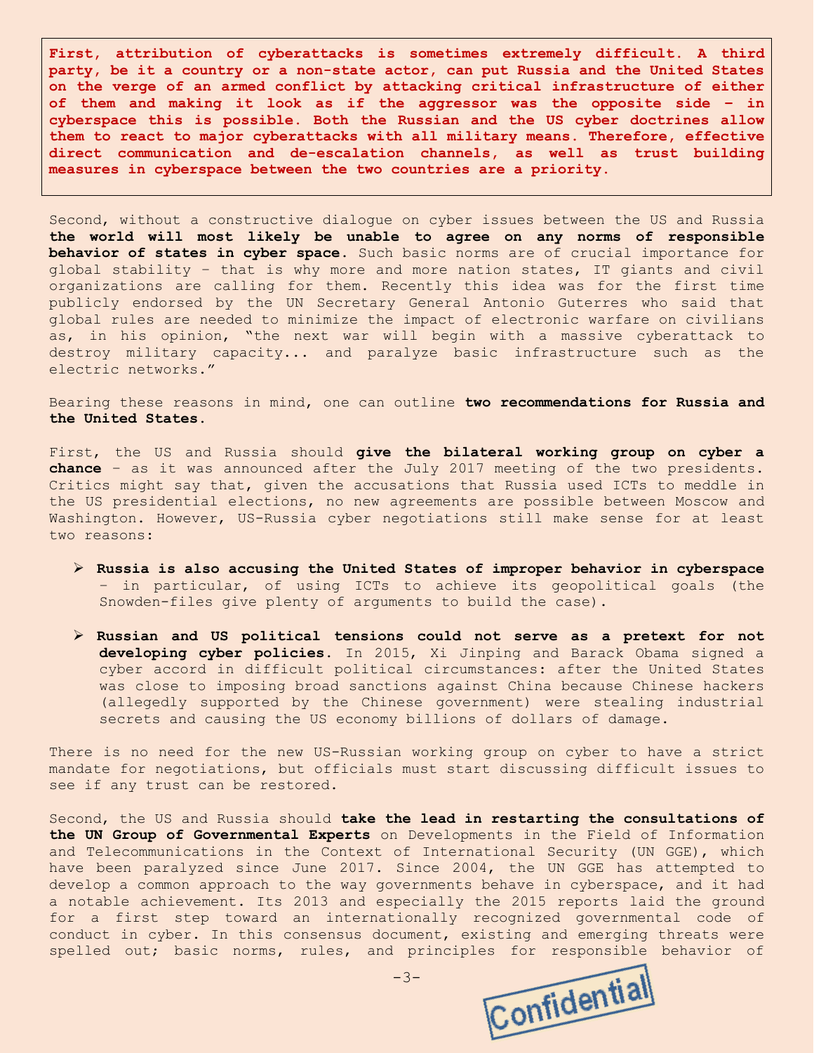**First, attribution of cyberattacks is sometimes extremely difficult. A third party, be it a country or a non-state actor, can put Russia and the United States on the verge of an armed conflict by attacking critical infrastructure of either of them and making it look as if the aggressor was the opposite side – in cyberspace this is possible. Both the Russian and the US cyber doctrines allow them to react to major cyberattacks with all military means. Therefore, effective direct communication and de-escalation channels, as well as trust building measures in cyberspace between the two countries are a priority.**

Second, without a constructive dialogue on cyber issues between the US and Russia **the world will most likely be unable to agree on any norms of responsible behavior of states in cyber space.** Such basic norms are of crucial importance for global stability – that is why more and more nation states, IT giants and civil organizations are calling for them. Recently this idea was for the first time publicly endorsed by the UN Secretary General Antonio Guterres who said that global rules are needed to minimize the impact of electronic warfare on civilians as, in his opinion, "the next war will begin with a massive cyberattack to destroy military capacity... and paralyze basic infrastructure such as the electric networks."

Bearing these reasons in mind, one can outline **two recommendations for Russia and the United States.**

First, the US and Russia should **give the bilateral working group on cyber a chance** – as it was announced after the July 2017 meeting of the two presidents. Critics might say that, given the accusations that Russia used ICTs to meddle in the US presidential elections, no new agreements are possible between Moscow and Washington. However, US-Russia cyber negotiations still make sense for at least two reasons:

- **Russia is also accusing the United States of improper behavior in cyberspace** – in particular, of using ICTs to achieve its geopolitical goals (the Snowden-files give plenty of arguments to build the case).
- **Russian and US political tensions could not serve as a pretext for not developing cyber policies.** In 2015, Xi Jinping and Barack Obama signed a cyber accord in difficult political circumstances: after the United States was close to imposing broad sanctions against China because Chinese hackers (allegedly supported by the Chinese government) were stealing industrial secrets and causing the US economy billions of dollars of damage.

There is no need for the new US-Russian working group on cyber to have a strict mandate for negotiations, but officials must start discussing difficult issues to see if any trust can be restored.

Second, the US and Russia should **take the lead in restarting the consultations of the UN Group of Governmental Experts** on Developments in the Field of Information and Telecommunications in the Context of International Security (UN GGE), which have been paralyzed since June 2017. Since 2004, the UN GGE has attempted to develop a common approach to the way governments behave in cyberspace, and it had a notable achievement. Its 2013 and especially the 2015 reports laid the ground for a first step toward an internationally recognized governmental code of conduct in cyber. In this consensus document, existing and emerging threats were spelled out; basic norms, rules, and principles for responsible behavior of

Confidential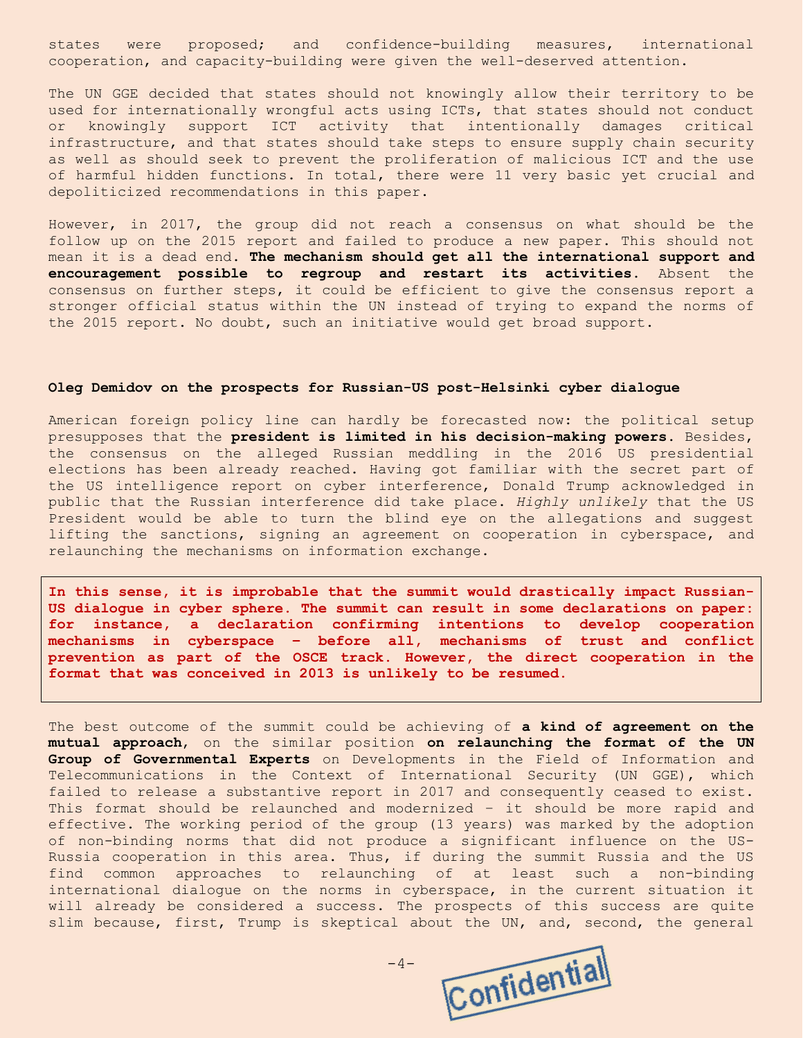states were proposed; and confidence-building measures, international cooperation, and capacity-building were given the well-deserved attention.

The UN GGE decided that states should not knowingly allow their territory to be used for internationally wrongful acts using ICTs, that states should not conduct or knowingly support ICT activity that intentionally damages critical infrastructure, and that states should take steps to ensure supply chain security as well as should seek to prevent the proliferation of malicious ICT and the use of harmful hidden functions. In total, there were 11 very basic yet crucial and depoliticized recommendations in this paper.

However, in 2017, the group did not reach a consensus on what should be the follow up on the 2015 report and failed to produce a new paper. This should not mean it is a dead end. **The mechanism should get all the international support and encouragement possible to regroup and restart its activities**. Absent the consensus on further steps, it could be efficient to give the consensus report a stronger official status within the UN instead of trying to expand the norms of the 2015 report. No doubt, such an initiative would get broad support.

### Oleg Demidov on the prospects for Russian-US post-Helsinki cyber dialogue

American foreign policy line can hardly be forecasted now: the political setup presupposes that the **president is limited in his decision-making powers**. Besides, the consensus on the alleged Russian meddling in the 2016 US presidential elections has been already reached. Having got familiar with the secret part of the US intelligence report on cyber interference, Donald Trump acknowledged in public that the Russian interference did take place. *Highly unlikely* that the US President would be able to turn the blind eye on the allegations and suggest lifting the sanctions, signing an agreement on cooperation in cyberspace, and relaunching the mechanisms on information exchange.

**In this sense, it is improbable that the summit would drastically impact Russian-US dialogue in cyber sphere. The summit can result in some declarations on paper: for instance, a declaration confirming intentions to develop cooperation mechanisms in cyberspace – before all, mechanisms of trust and conflict prevention as part of the OSCE track. However, the direct cooperation in the format that was conceived in 2013 is unlikely to be resumed.**

The best outcome of the summit could be achieving of **a kind of agreement on the mutual approach**, on the similar position **on relaunching the format of the UN Group of Governmental Experts** on Developments in the Field of Information and Telecommunications in the Context of International Security (UN GGE), which failed to release a substantive report in 2017 and consequently ceased to exist. This format should be relaunched and modernized – it should be more rapid and effective. The working period of the group (13 years) was marked by the adoption of non-binding norms that did not produce a significant influence on the US-Russia cooperation in this area. Thus, if during the summit Russia and the US find common approaches to relaunching of at least such a non-binding international dialogue on the norms in cyberspace, in the current situation it will already be considered a success. The prospects of this success are quite slim because, first, Trump is skeptical about the UN, and, second, the general

Confidential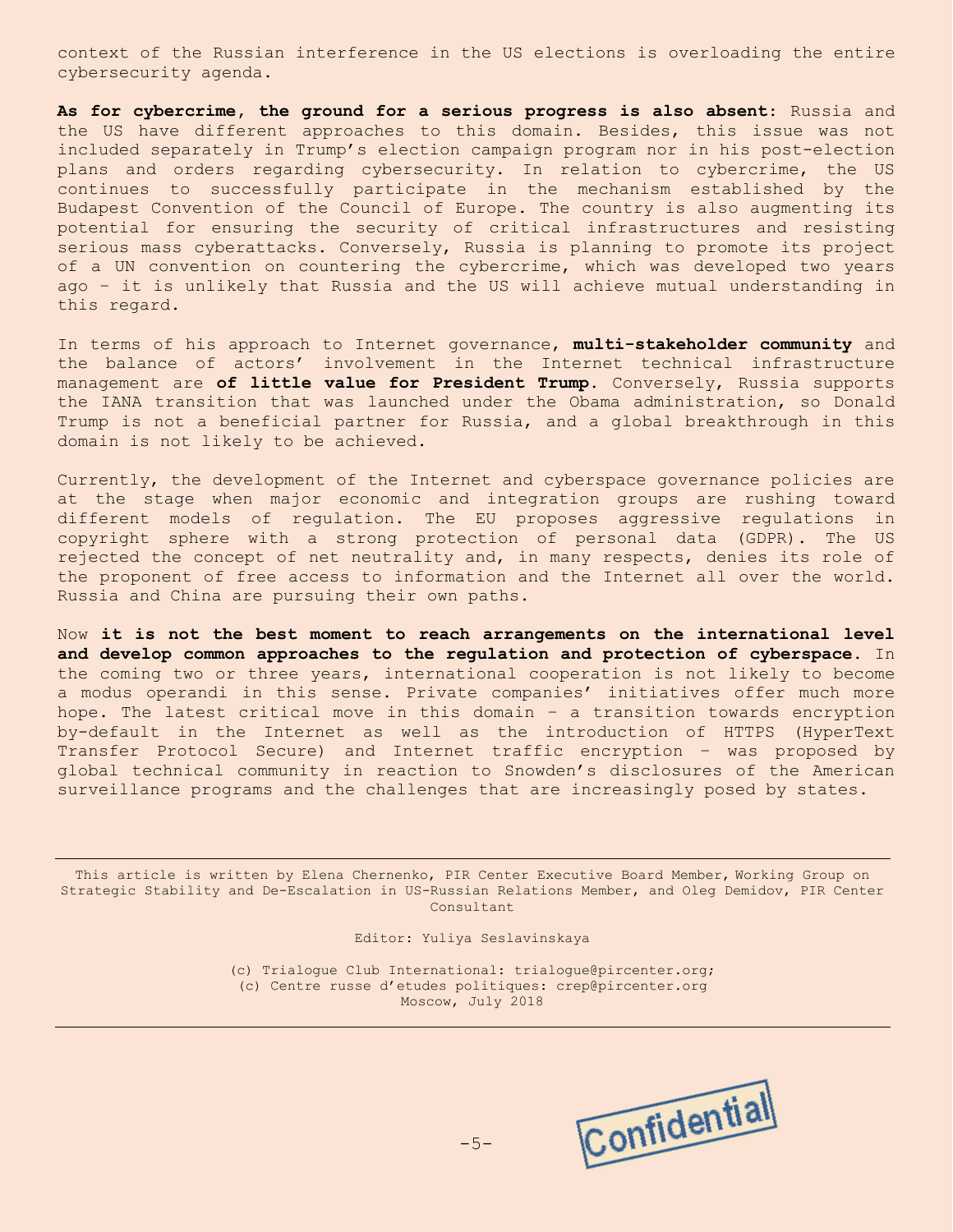context of the Russian interference in the US elections is overloading the entire cybersecurity agenda.

**As for cybercrime, the ground for a serious progress is also absent**: Russia and the US have different approaches to this domain. Besides, this issue was not included separately in Trump's election campaign program nor in his post-election plans and orders regarding cybersecurity. In relation to cybercrime, the US continues to successfully participate in the mechanism established by the Budapest Convention of the Council of Europe. The country is also augmenting its potential for ensuring the security of critical infrastructures and resisting serious mass cyberattacks. Conversely, Russia is planning to promote its project of a UN convention on countering the cybercrime, which was developed two years ago – it is unlikely that Russia and the US will achieve mutual understanding in this regard.

In terms of his approach to Internet governance, **multi-stakeholder community** and the balance of actors' involvement in the Internet technical infrastructure management are **of little value for President Trump**. Conversely, Russia supports the IANA transition that was launched under the Obama administration, so Donald Trump is not a beneficial partner for Russia, and a global breakthrough in this domain is not likely to be achieved.

Currently, the development of the Internet and cyberspace governance policies are at the stage when major economic and integration groups are rushing toward different models of regulation. The EU proposes aggressive regulations in copyright sphere with a strong protection of personal data (GDPR). The US rejected the concept of net neutrality and, in many respects, denies its role of the proponent of free access to information and the Internet all over the world. Russia and China are pursuing their own paths.

Now **it is not the best moment to reach arrangements on the international level and develop common approaches to the regulation and protection of cyberspace**. In the coming two or three years, international cooperation is not likely to become a modus operandi in this sense. Private companies' initiatives offer much more hope. The latest critical move in this domain – a transition towards encryption by-default in the Internet as well as the introduction of HTTPS (HyperText Transfer Protocol Secure) and Internet traffic encryption – was proposed by global technical community in reaction to Snowden's disclosures of the American surveillance programs and the challenges that are increasingly posed by states.

---

This article is written by Elena Chernenko, PIR Center Executive Board Member, Working Group on Strategic Stability and De-Escalation in US-Russian Relations Member, and Oleg Demidov, PIR Center Consultant

Editor: Yuliya Seslavinskaya

(c) Trialogue Club International: trialogue@pircenter.org;
(c) Centre russe d'etudes politiques: crep@pircenter.org
Moscow, July 2018

---

Confidential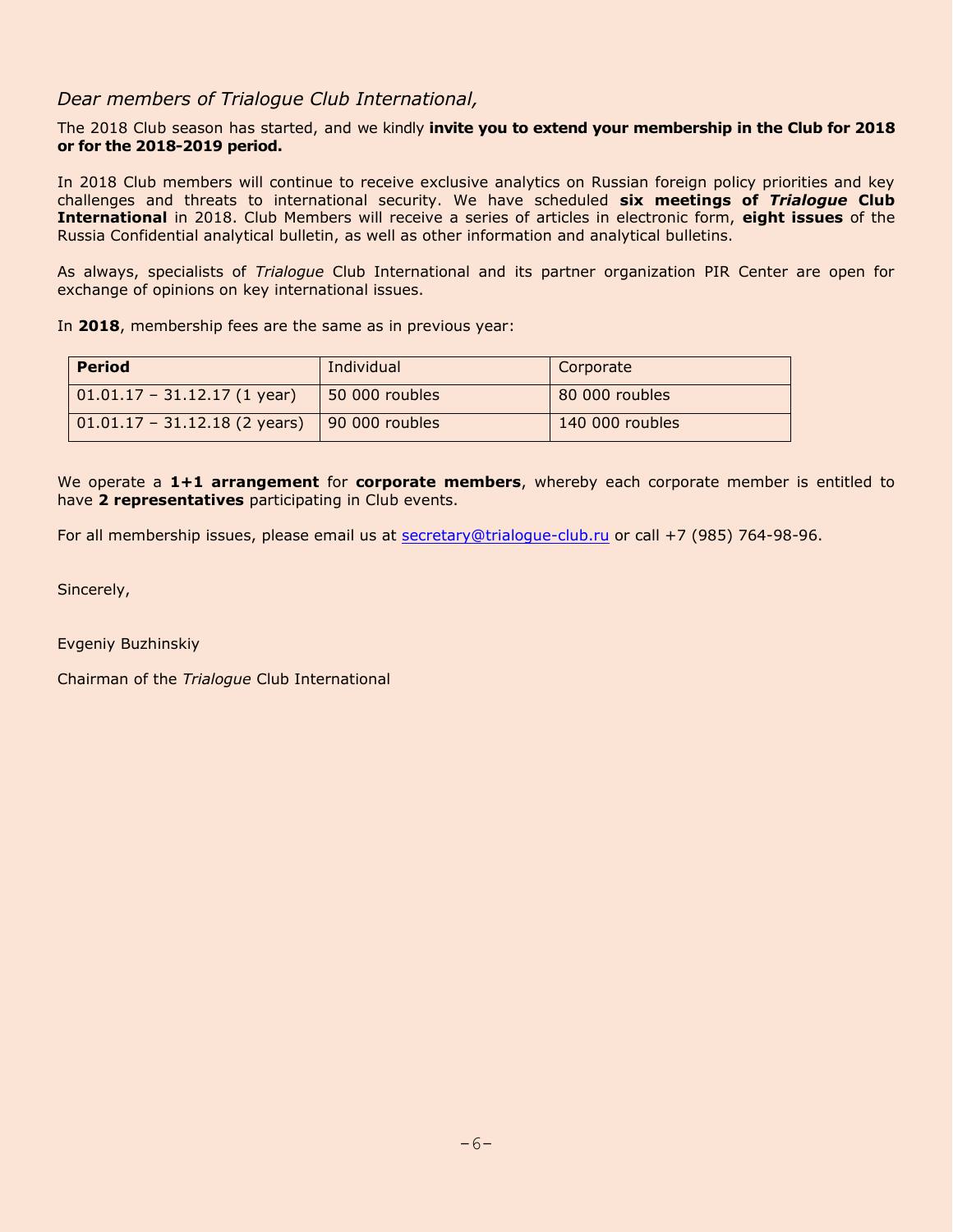*Dear members of Trialogue Club International,*

The 2018 Club season has started, and we kindly **invite you to extend your membership in the Club for 2018 or for the 2018-2019 period.**

In 2018 Club members will continue to receive exclusive analytics on Russian foreign policy priorities and key challenges and threats to international security. We have scheduled **six meetings of *Trialogue* Club International** in 2018. Club Members will receive a series of articles in electronic form, **eight issues** of the Russia Confidential analytical bulletin, as well as other information and analytical bulletins.

As always, specialists of *Trialogue* Club International and its partner organization PIR Center are open for exchange of opinions on key international issues.

In **2018**, membership fees are the same as in previous year:

| **Period** | Individual | Corporate |
|---|---|---|
| 01.01.17 – 31.12.17 (1 year) | 50 000 roubles | 80 000 roubles |
| 01.01.17 – 31.12.18 (2 years) | 90 000 roubles | 140 000 roubles |

We operate a **1+1 arrangement** for **corporate members**, whereby each corporate member is entitled to have **2 representatives** participating in Club events.

For all membership issues, please email us at secretary@trialogue-club.ru or call +7 (985) 764-98-96.

Sincerely,

Evgeniy Buzhinskiy

Chairman of the *Trialogue* Club International